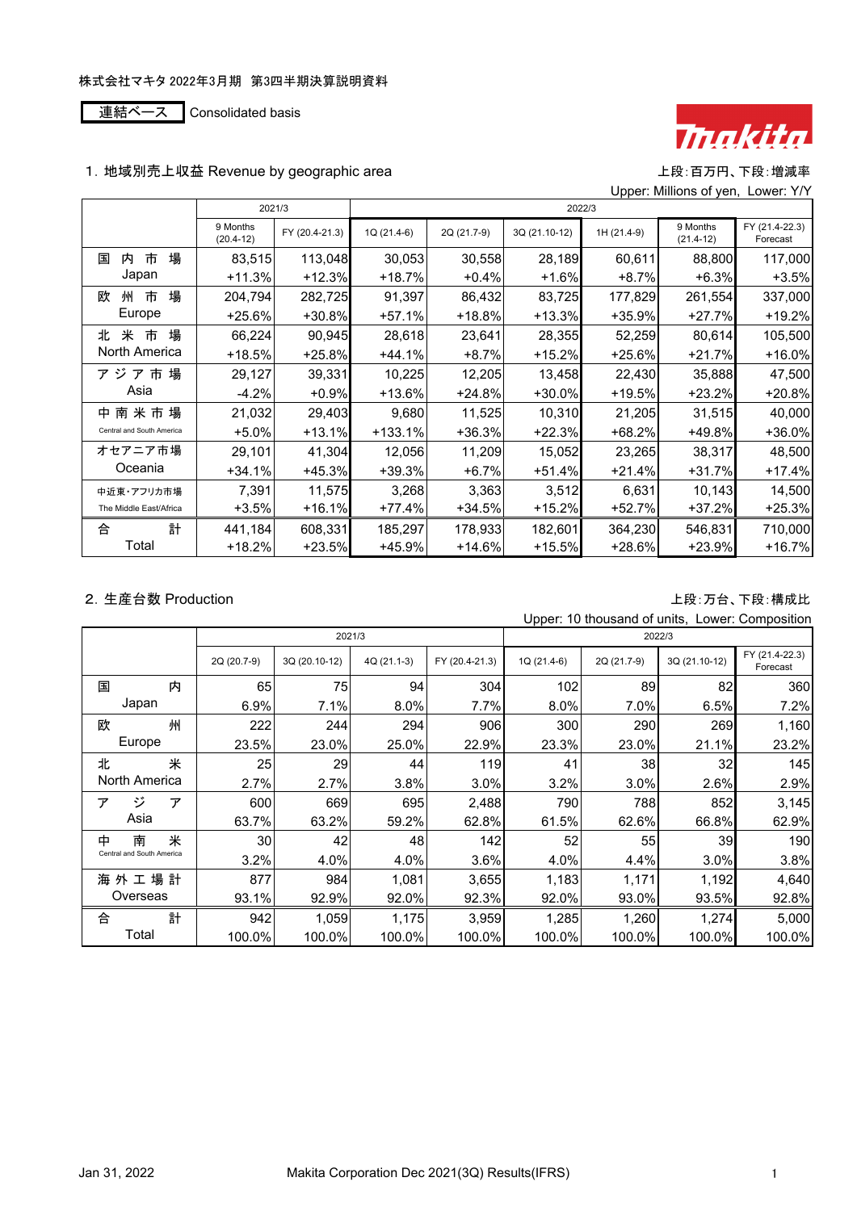株式会社マキタ 2022年3月期 第3四半期決算説明資料

連結ベース Consolidated basis

## 1. 地域別売上収益 Revenue by geographic area

上段:百万円、下段:増減率
Upper: Millions of yen, Lower: Y/Y

| | 2021/3 | | 2022/3 | | | | | |
|---|---|---|---|---|---|---|---|---|
| | 9 Months (20.4-12) | FY (20.4-21.3) | 1Q (21.4-6) | 2Q (21.7-9) | 3Q (21.10-12) | 1H (21.4-9) | 9 Months (21.4-12) | FY (21.4-22.3) Forecast |
| 国内市場 Japan | 83,515 | 113,048 | 30,053 | 30,558 | 28,189 | 60,611 | 88,800 | 117,000 |
| | +11.3% | +12.3% | +18.7% | +0.4% | +1.6% | +8.7% | +6.3% | +3.5% |
| 欧州市場 Europe | 204,794 | 282,725 | 91,397 | 86,432 | 83,725 | 177,829 | 261,554 | 337,000 |
| | +25.6% | +30.8% | +57.1% | +18.8% | +13.3% | +35.9% | +27.7% | +19.2% |
| 北米市場 North America | 66,224 | 90,945 | 28,618 | 23,641 | 28,355 | 52,259 | 80,614 | 105,500 |
| | +18.5% | +25.8% | +44.1% | +8.7% | +15.2% | +25.6% | +21.7% | +16.0% |
| アジア市場 Asia | 29,127 | 39,331 | 10,225 | 12,205 | 13,458 | 22,430 | 35,888 | 47,500 |
| | -4.2% | +0.9% | +13.6% | +24.8% | +30.0% | +19.5% | +23.2% | +20.8% |
| 中南米市場 Central and South America | 21,032 | 29,403 | 9,680 | 11,525 | 10,310 | 21,205 | 31,515 | 40,000 |
| | +5.0% | +13.1% | +133.1% | +36.3% | +22.3% | +68.2% | +49.8% | +36.0% |
| オセアニア市場 Oceania | 29,101 | 41,304 | 12,056 | 11,209 | 15,052 | 23,265 | 38,317 | 48,500 |
| | +34.1% | +45.3% | +39.3% | +6.7% | +51.4% | +21.4% | +31.7% | +17.4% |
| 中近東・アフリカ市場 The Middle East/Africa | 7,391 | 11,575 | 3,268 | 3,363 | 3,512 | 6,631 | 10,143 | 14,500 |
| | +3.5% | +16.1% | +77.4% | +34.5% | +15.2% | +52.7% | +37.2% | +25.3% |
| 合計 Total | 441,184 | 608,331 | 185,297 | 178,933 | 182,601 | 364,230 | 546,831 | 710,000 |
| | +18.2% | +23.5% | +45.9% | +14.6% | +15.5% | +28.6% | +23.9% | +16.7% |

## 2. 生産台数 Production

上段:万台、下段:構成比
Upper: 10 thousand of units, Lower: Composition

| | 2021/3 | | | | 2022/3 | | | |
|---|---|---|---|---|---|---|---|---|
| | 2Q (20.7-9) | 3Q (20.10-12) | 4Q (21.1-3) | FY (20.4-21.3) | 1Q (21.4-6) | 2Q (21.7-9) | 3Q (21.10-12) | FY (21.4-22.3) Forecast |
| 国内 Japan | 65 | 75 | 94 | 304 | 102 | 89 | 82 | 360 |
| | 6.9% | 7.1% | 8.0% | 7.7% | 8.0% | 7.0% | 6.5% | 7.2% |
| 欧州 Europe | 222 | 244 | 294 | 906 | 300 | 290 | 269 | 1,160 |
| | 23.5% | 23.0% | 25.0% | 22.9% | 23.3% | 23.0% | 21.1% | 23.2% |
| 北米 North America | 25 | 29 | 44 | 119 | 41 | 38 | 32 | 145 |
| | 2.7% | 2.7% | 3.8% | 3.0% | 3.2% | 3.0% | 2.6% | 2.9% |
| アジア Asia | 600 | 669 | 695 | 2,488 | 790 | 788 | 852 | 3,145 |
| | 63.7% | 63.2% | 59.2% | 62.8% | 61.5% | 62.6% | 66.8% | 62.9% |
| 中南米 Central and South America | 30 | 42 | 48 | 142 | 52 | 55 | 39 | 190 |
| | 3.2% | 4.0% | 4.0% | 3.6% | 4.0% | 4.4% | 3.0% | 3.8% |
| 海外工場計 Overseas | 877 | 984 | 1,081 | 3,655 | 1,183 | 1,171 | 1,192 | 4,640 |
| | 93.1% | 92.9% | 92.0% | 92.3% | 92.0% | 93.0% | 93.5% | 92.8% |
| 合計 Total | 942 | 1,059 | 1,175 | 3,959 | 1,285 | 1,260 | 1,274 | 5,000 |
| | 100.0% | 100.0% | 100.0% | 100.0% | 100.0% | 100.0% | 100.0% | 100.0% |

Jan 31, 2022 Makita Corporation Dec 2021(3Q) Results(IFRS)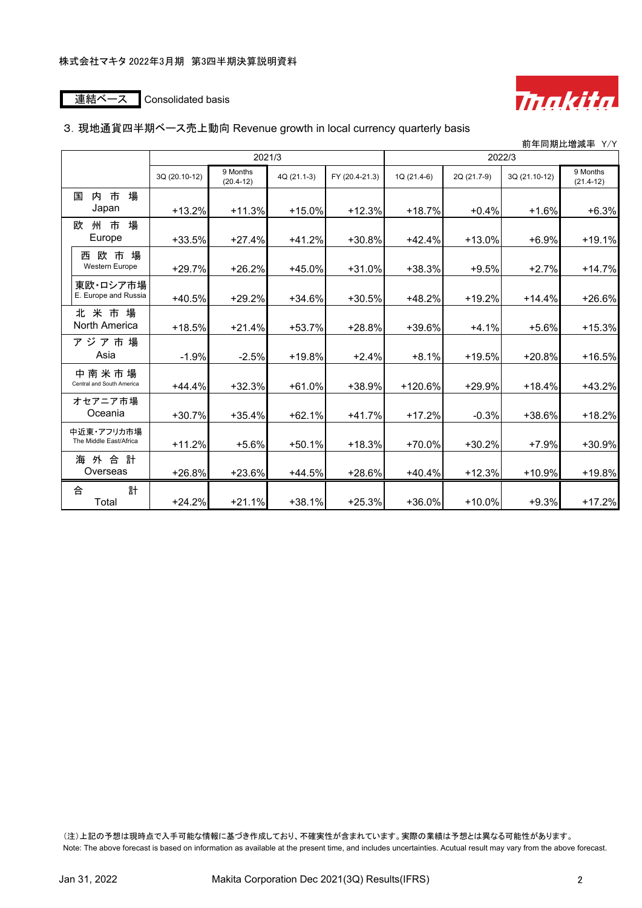株式会社マキタ 2022年3月期 第3四半期決算説明資料

連結ベース Consolidated basis

## 3. 現地通貨四半期ベース売上動向 Revenue growth in local currency quarterly basis

前年同期比増減率 Y/Y

| | 2021/3 | | | | 2022/3 | | | |
|---|---|---|---|---|---|---|---|---|
| | 3Q (20.10-12) | 9 Months (20.4-12) | 4Q (21.1-3) | FY (20.4-21.3) | 1Q (21.4-6) | 2Q (21.7-9) | 3Q (21.10-12) | 9 Months (21.4-12) |
| 国内市場 Japan | +13.2% | +11.3% | +15.0% | +12.3% | +18.7% | +0.4% | +1.6% | +6.3% |
| 欧州市場 Europe | +33.5% | +27.4% | +41.2% | +30.8% | +42.4% | +13.0% | +6.9% | +19.1% |
| 西欧市場 Western Europe | +29.7% | +26.2% | +45.0% | +31.0% | +38.3% | +9.5% | +2.7% | +14.7% |
| 東欧・ロシア市場 E. Europe and Russia | +40.5% | +29.2% | +34.6% | +30.5% | +48.2% | +19.2% | +14.4% | +26.6% |
| 北米市場 North America | +18.5% | +21.4% | +53.7% | +28.8% | +39.6% | +4.1% | +5.6% | +15.3% |
| アジア市場 Asia | -1.9% | -2.5% | +19.8% | +2.4% | +8.1% | +19.5% | +20.8% | +16.5% |
| 中南米市場 Central and South America | +44.4% | +32.3% | +61.0% | +38.9% | +120.6% | +29.9% | +18.4% | +43.2% |
| オセアニア市場 Oceania | +30.7% | +35.4% | +62.1% | +41.7% | +17.2% | -0.3% | +38.6% | +18.2% |
| 中近東・アフリカ市場 The Middle East/Africa | +11.2% | +5.6% | +50.1% | +18.3% | +70.0% | +30.2% | +7.9% | +30.9% |
| 海外合計 Overseas | +26.8% | +23.6% | +44.5% | +28.6% | +40.4% | +12.3% | +10.9% | +19.8% |
| 合計 Total | +24.2% | +21.1% | +38.1% | +25.3% | +36.0% | +10.0% | +9.3% | +17.2% |

(注)上記の予想は現時点で入手可能な情報に基づき作成しており、不確実性が含まれています。実際の業績は予想とは異なる可能性があります。
Note: The above forecast is based on information as available at the present time, and includes uncertainties. Acutual result may vary from the above forecast.

Jan 31, 2022 Makita Corporation Dec 2021(3Q) Results(IFRS)